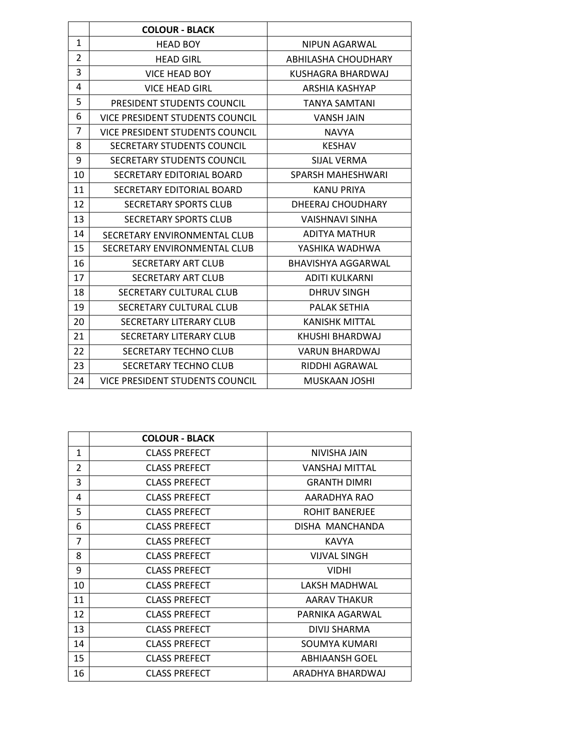| | COLOUR - BLACK | |
|---|---|---|
| 1 | HEAD BOY | NIPUN AGARWAL |
| 2 | HEAD GIRL | ABHILASHA CHOUDHARY |
| 3 | VICE HEAD BOY | KUSHAGRA BHARDWAJ |
| 4 | VICE HEAD GIRL | ARSHIA KASHYAP |
| 5 | PRESIDENT STUDENTS COUNCIL | TANYA SAMTANI |
| 6 | VICE PRESIDENT STUDENTS COUNCIL | VANSH JAIN |
| 7 | VICE PRESIDENT STUDENTS COUNCIL | NAVYA |
| 8 | SECRETARY STUDENTS COUNCIL | KESHAV |
| 9 | SECRETARY STUDENTS COUNCIL | SIJAL VERMA |
| 10 | SECRETARY EDITORIAL BOARD | SPARSH MAHESHWARI |
| 11 | SECRETARY EDITORIAL BOARD | KANU PRIYA |
| 12 | SECRETARY SPORTS CLUB | DHEERAJ CHOUDHARY |
| 13 | SECRETARY SPORTS CLUB | VAISHNAVI SINHA |
| 14 | SECRETARY ENVIRONMENTAL CLUB | ADITYA MATHUR |
| 15 | SECRETARY ENVIRONMENTAL CLUB | YASHIKA WADHWA |
| 16 | SECRETARY ART CLUB | BHAVISHYA AGGARWAL |
| 17 | SECRETARY ART CLUB | ADITI KULKARNI |
| 18 | SECRETARY CULTURAL CLUB | DHRUV SINGH |
| 19 | SECRETARY CULTURAL CLUB | PALAK SETHIA |
| 20 | SECRETARY LITERARY CLUB | KANISHK MITTAL |
| 21 | SECRETARY LITERARY CLUB | KHUSHI BHARDWAJ |
| 22 | SECRETARY TECHNO CLUB | VARUN BHARDWAJ |
| 23 | SECRETARY TECHNO CLUB | RIDDHI AGRAWAL |
| 24 | VICE PRESIDENT STUDENTS COUNCIL | MUSKAAN JOSHI |

| | COLOUR - BLACK | |
|---|---|---|
| 1 | CLASS PREFECT | NIVISHA JAIN |
| 2 | CLASS PREFECT | VANSHAJ MITTAL |
| 3 | CLASS PREFECT | GRANTH DIMRI |
| 4 | CLASS PREFECT | AARADHYA RAO |
| 5 | CLASS PREFECT | ROHIT BANERJEE |
| 6 | CLASS PREFECT | DISHA MANCHANDA |
| 7 | CLASS PREFECT | KAVYA |
| 8 | CLASS PREFECT | VIJVAL SINGH |
| 9 | CLASS PREFECT | VIDHI |
| 10 | CLASS PREFECT | LAKSH MADHWAL |
| 11 | CLASS PREFECT | AARAV THAKUR |
| 12 | CLASS PREFECT | PARNIKA AGARWAL |
| 13 | CLASS PREFECT | DIVIJ SHARMA |
| 14 | CLASS PREFECT | SOUMYA KUMARI |
| 15 | CLASS PREFECT | ABHIAANSH GOEL |
| 16 | CLASS PREFECT | ARADHYA BHARDWAJ |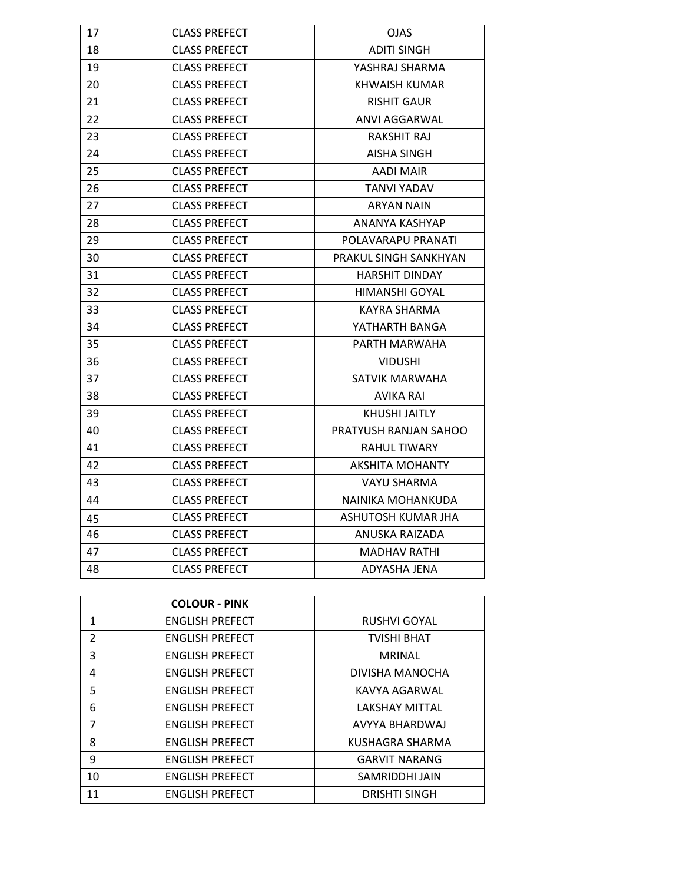| | | |
|---|---|---|
| 17 | CLASS PREFECT | OJAS |
| 18 | CLASS PREFECT | ADITI SINGH |
| 19 | CLASS PREFECT | YASHRAJ SHARMA |
| 20 | CLASS PREFECT | KHWAISH KUMAR |
| 21 | CLASS PREFECT | RISHIT GAUR |
| 22 | CLASS PREFECT | ANVI AGGARWAL |
| 23 | CLASS PREFECT | RAKSHIT RAJ |
| 24 | CLASS PREFECT | AISHA SINGH |
| 25 | CLASS PREFECT | AADI MAIR |
| 26 | CLASS PREFECT | TANVI YADAV |
| 27 | CLASS PREFECT | ARYAN NAIN |
| 28 | CLASS PREFECT | ANANYA KASHYAP |
| 29 | CLASS PREFECT | POLAVARAPU PRANATI |
| 30 | CLASS PREFECT | PRAKUL SINGH SANKHYAN |
| 31 | CLASS PREFECT | HARSHIT DINDAY |
| 32 | CLASS PREFECT | HIMANSHI GOYAL |
| 33 | CLASS PREFECT | KAYRA SHARMA |
| 34 | CLASS PREFECT | YATHARTH BANGA |
| 35 | CLASS PREFECT | PARTH MARWAHA |
| 36 | CLASS PREFECT | VIDUSHI |
| 37 | CLASS PREFECT | SATVIK MARWAHA |
| 38 | CLASS PREFECT | AVIKA RAI |
| 39 | CLASS PREFECT | KHUSHI JAITLY |
| 40 | CLASS PREFECT | PRATYUSH RANJAN SAHOO |
| 41 | CLASS PREFECT | RAHUL TIWARY |
| 42 | CLASS PREFECT | AKSHITA MOHANTY |
| 43 | CLASS PREFECT | VAYU SHARMA |
| 44 | CLASS PREFECT | NAINIKA MOHANKUDA |
| 45 | CLASS PREFECT | ASHUTOSH KUMAR JHA |
| 46 | CLASS PREFECT | ANUSKA RAIZADA |
| 47 | CLASS PREFECT | MADHAV RATHI |
| 48 | CLASS PREFECT | ADYASHA JENA |

| | **COLOUR - PINK** | |
|---|---|---|
| 1 | ENGLISH PREFECT | RUSHVI GOYAL |
| 2 | ENGLISH PREFECT | TVISHI BHAT |
| 3 | ENGLISH PREFECT | MRINAL |
| 4 | ENGLISH PREFECT | DIVISHA MANOCHA |
| 5 | ENGLISH PREFECT | KAVYA AGARWAL |
| 6 | ENGLISH PREFECT | LAKSHAY MITTAL |
| 7 | ENGLISH PREFECT | AVYYA BHARDWAJ |
| 8 | ENGLISH PREFECT | KUSHAGRA SHARMA |
| 9 | ENGLISH PREFECT | GARVIT NARANG |
| 10 | ENGLISH PREFECT | SAMRIDDHI JAIN |
| 11 | ENGLISH PREFECT | DRISHTI SINGH |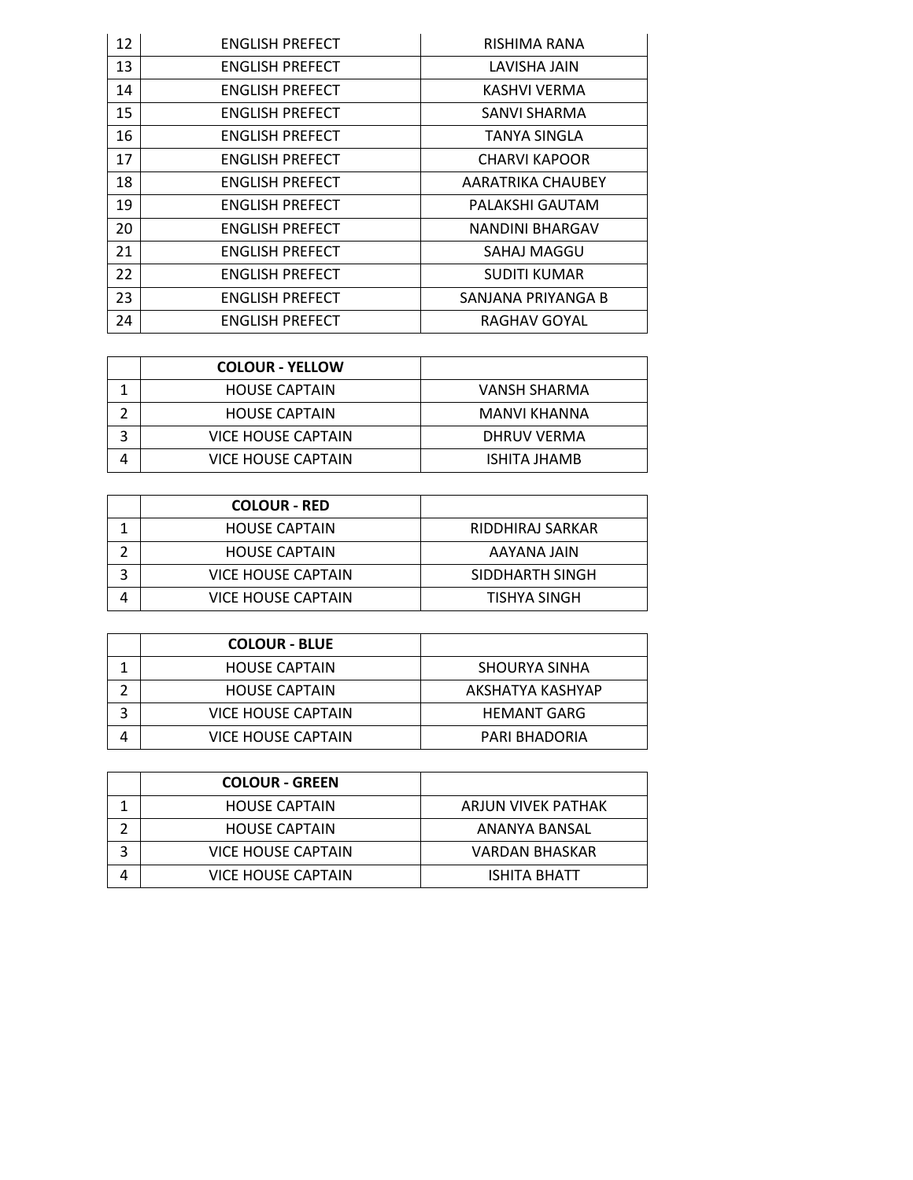| | | |
|---|---|---|
| 12 | ENGLISH PREFECT | RISHIMA RANA |
| 13 | ENGLISH PREFECT | LAVISHA JAIN |
| 14 | ENGLISH PREFECT | KASHVI VERMA |
| 15 | ENGLISH PREFECT | SANVI SHARMA |
| 16 | ENGLISH PREFECT | TANYA SINGLA |
| 17 | ENGLISH PREFECT | CHARVI KAPOOR |
| 18 | ENGLISH PREFECT | AARATRIKA CHAUBEY |
| 19 | ENGLISH PREFECT | PALAKSHI GAUTAM |
| 20 | ENGLISH PREFECT | NANDINI BHARGAV |
| 21 | ENGLISH PREFECT | SAHAJ MAGGU |
| 22 | ENGLISH PREFECT | SUDITI KUMAR |
| 23 | ENGLISH PREFECT | SANJANA PRIYANGA B |
| 24 | ENGLISH PREFECT | RAGHAV GOYAL |

| | **COLOUR - YELLOW** | |
|---|---|---|
| 1 | HOUSE CAPTAIN | VANSH SHARMA |
| 2 | HOUSE CAPTAIN | MANVI KHANNA |
| 3 | VICE HOUSE CAPTAIN | DHRUV VERMA |
| 4 | VICE HOUSE CAPTAIN | ISHITA JHAMB |

| | **COLOUR - RED** | |
|---|---|---|
| 1 | HOUSE CAPTAIN | RIDDHIRAJ SARKAR |
| 2 | HOUSE CAPTAIN | AAYANA JAIN |
| 3 | VICE HOUSE CAPTAIN | SIDDHARTH SINGH |
| 4 | VICE HOUSE CAPTAIN | TISHYA SINGH |

| | **COLOUR - BLUE** | |
|---|---|---|
| 1 | HOUSE CAPTAIN | SHOURYA SINHA |
| 2 | HOUSE CAPTAIN | AKSHATYA KASHYAP |
| 3 | VICE HOUSE CAPTAIN | HEMANT GARG |
| 4 | VICE HOUSE CAPTAIN | PARI BHADORIA |

| | **COLOUR - GREEN** | |
|---|---|---|
| 1 | HOUSE CAPTAIN | ARJUN VIVEK PATHAK |
| 2 | HOUSE CAPTAIN | ANANYA BANSAL |
| 3 | VICE HOUSE CAPTAIN | VARDAN BHASKAR |
| 4 | VICE HOUSE CAPTAIN | ISHITA BHATT |